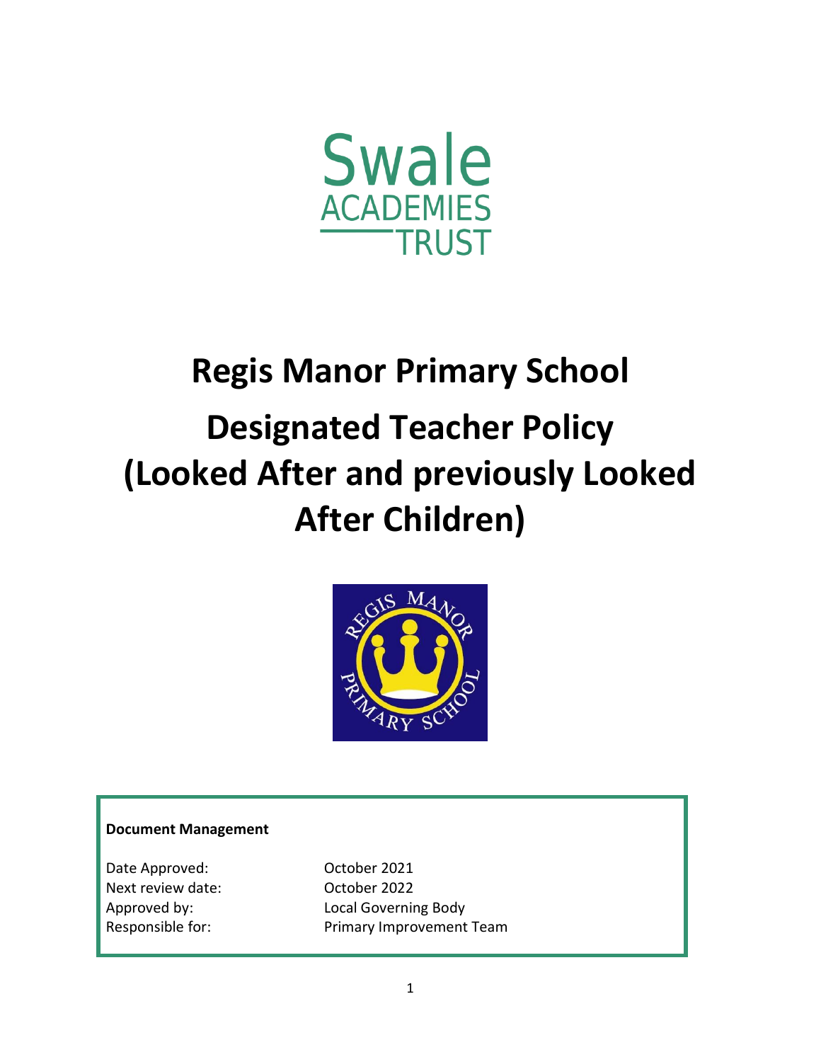Swale
ACADEMIES
TRUST

# Regis Manor Primary School

# Designated Teacher Policy (Looked After and previously Looked After Children)

**Document Management**

Date Approved: October 2021
Next review date: October 2022
Approved by: Local Governing Body
Responsible for: Primary Improvement Team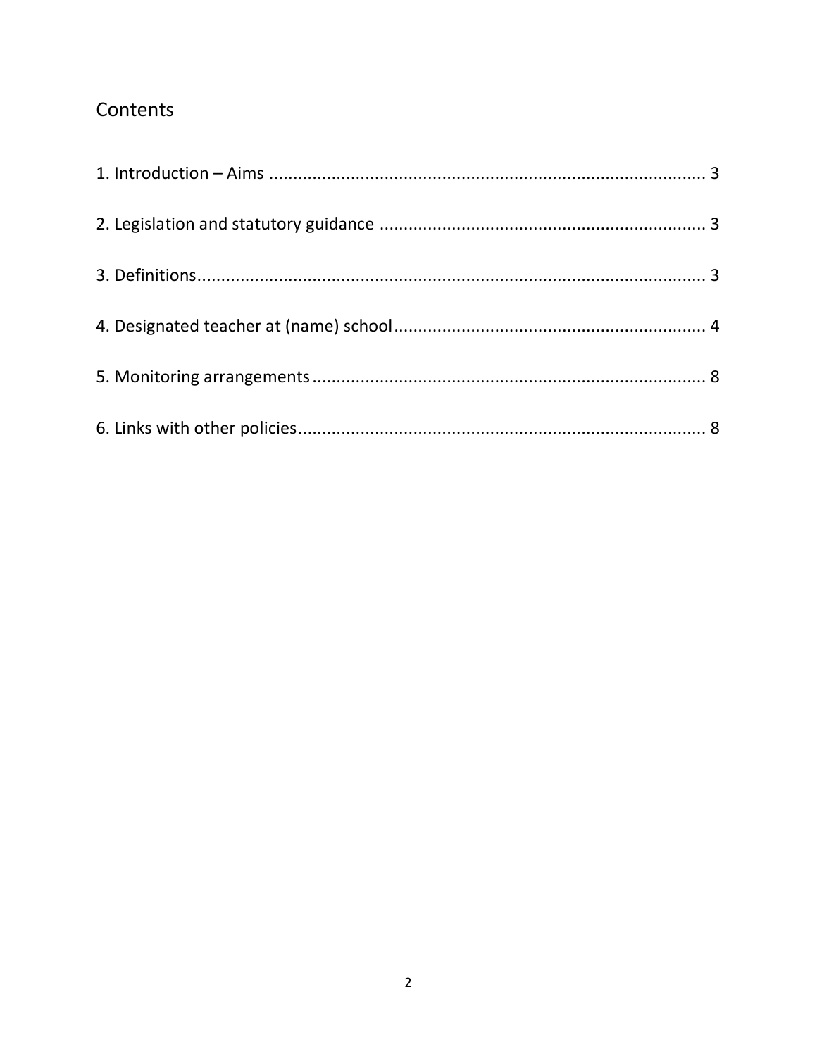# Contents

1. Introduction – Aims ........................................................................................... 3

2. Legislation and statutory guidance .................................................................... 3

3. Definitions.......................................................................................................... 3

4. Designated teacher at (name) school................................................................ 4

5. Monitoring arrangements .................................................................................. 8

6. Links with other policies..................................................................................... 8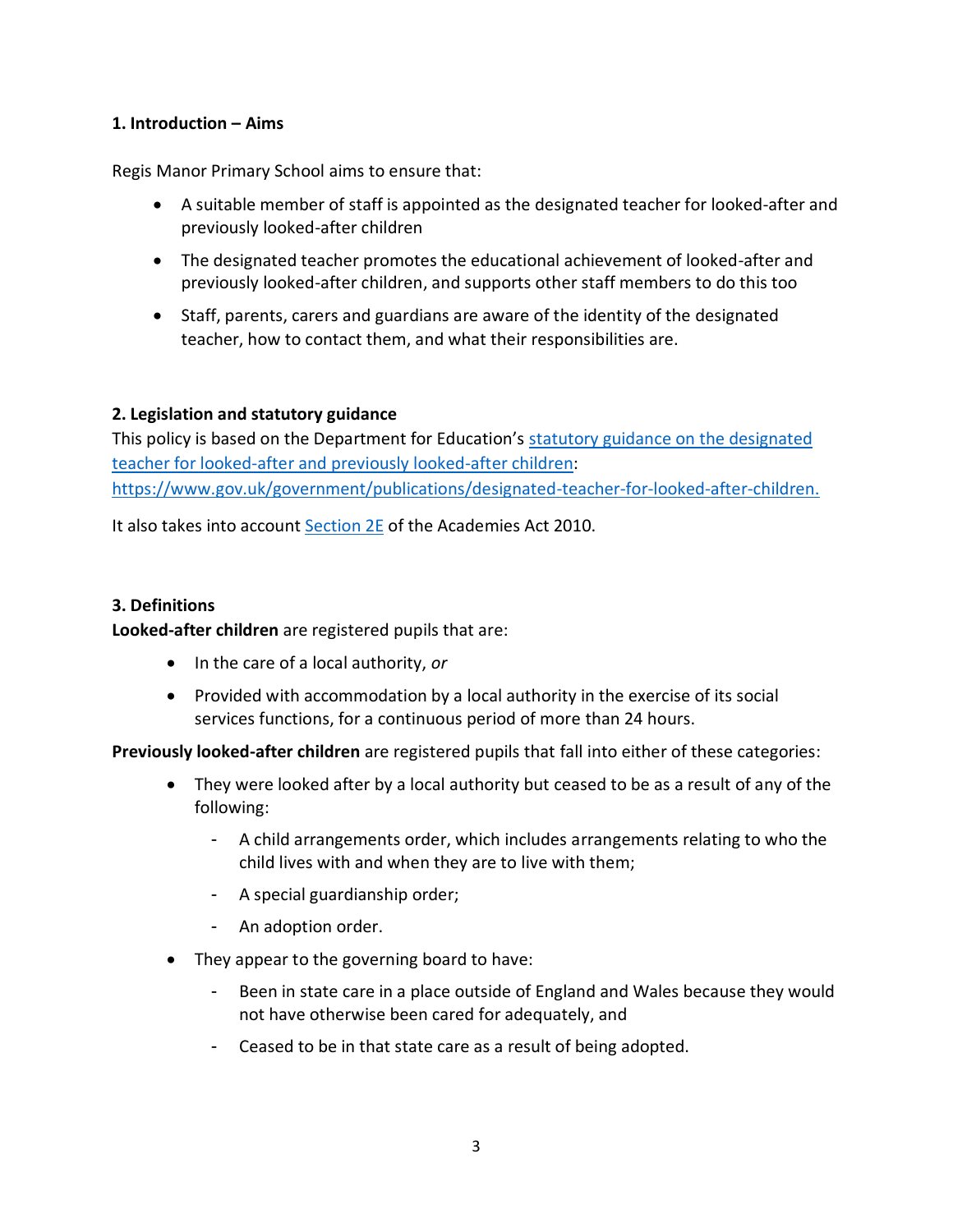## 1. Introduction – Aims

Regis Manor Primary School aims to ensure that:

- A suitable member of staff is appointed as the designated teacher for looked-after and previously looked-after children
- The designated teacher promotes the educational achievement of looked-after and previously looked-after children, and supports other staff members to do this too
- Staff, parents, carers and guardians are aware of the identity of the designated teacher, how to contact them, and what their responsibilities are.

## 2. Legislation and statutory guidance

This policy is based on the Department for Education's [statutory guidance on the designated teacher for looked-after and previously looked-after children](https://www.gov.uk/government/publications/designated-teacher-for-looked-after-children): https://www.gov.uk/government/publications/designated-teacher-for-looked-after-children.

It also takes into account Section 2E of the Academies Act 2010.

## 3. Definitions

**Looked-after children** are registered pupils that are:

- In the care of a local authority, *or*
- Provided with accommodation by a local authority in the exercise of its social services functions, for a continuous period of more than 24 hours.

**Previously looked-after children** are registered pupils that fall into either of these categories:

- They were looked after by a local authority but ceased to be as a result of any of the following:
  - A child arrangements order, which includes arrangements relating to who the child lives with and when they are to live with them;
  - A special guardianship order;
  - An adoption order.
- They appear to the governing board to have:
  - Been in state care in a place outside of England and Wales because they would not have otherwise been cared for adequately, and
  - Ceased to be in that state care as a result of being adopted.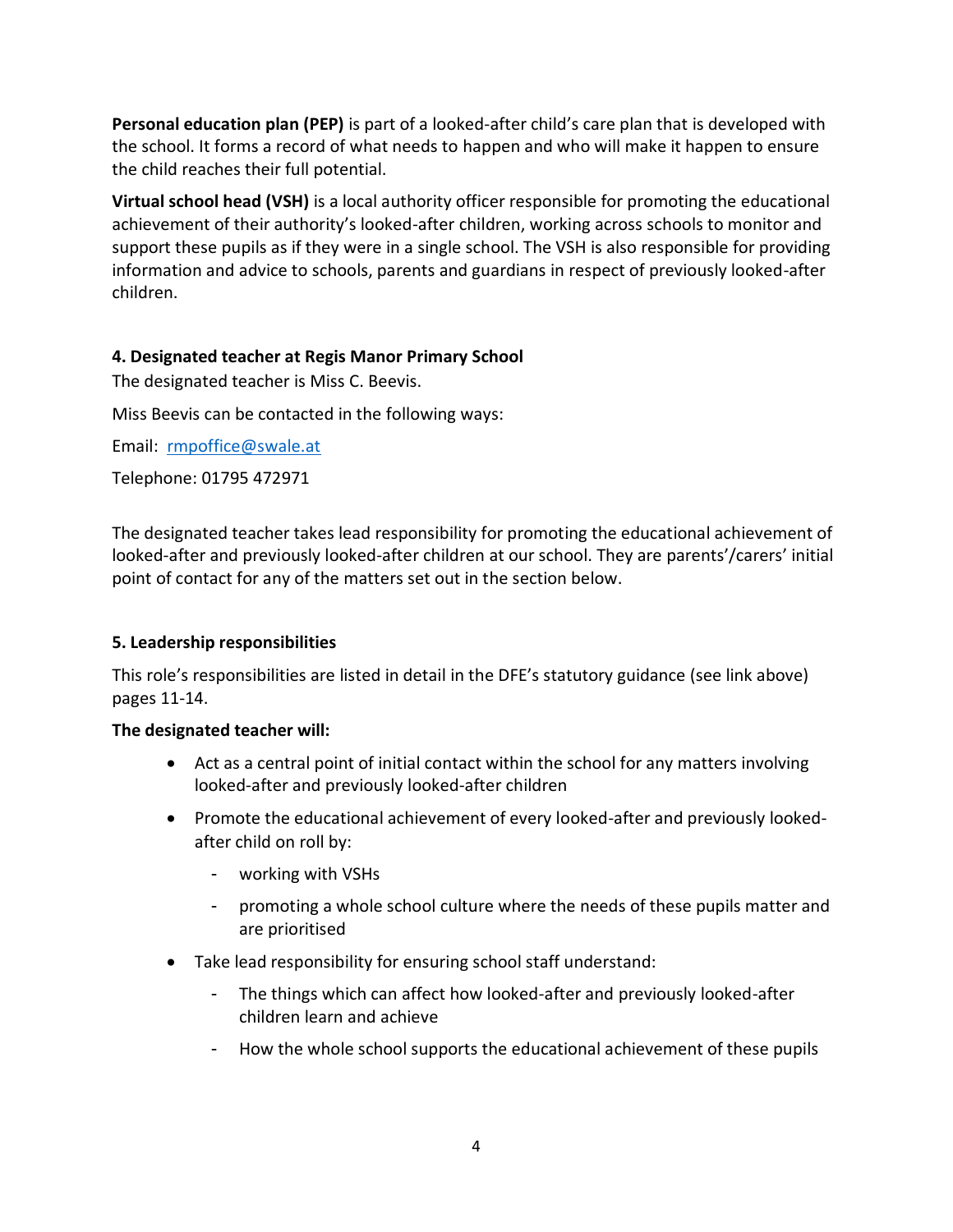**Personal education plan (PEP)** is part of a looked-after child's care plan that is developed with the school. It forms a record of what needs to happen and who will make it happen to ensure the child reaches their full potential.

**Virtual school head (VSH)** is a local authority officer responsible for promoting the educational achievement of their authority's looked-after children, working across schools to monitor and support these pupils as if they were in a single school. The VSH is also responsible for providing information and advice to schools, parents and guardians in respect of previously looked-after children.

## 4. Designated teacher at Regis Manor Primary School

The designated teacher is Miss C. Beevis.

Miss Beevis can be contacted in the following ways:

Email: rmpoffice@swale.at

Telephone: 01795 472971

The designated teacher takes lead responsibility for promoting the educational achievement of looked-after and previously looked-after children at our school. They are parents'/carers' initial point of contact for any of the matters set out in the section below.

## 5. Leadership responsibilities

This role's responsibilities are listed in detail in the DFE's statutory guidance (see link above) pages 11-14.

**The designated teacher will:**

- Act as a central point of initial contact within the school for any matters involving looked-after and previously looked-after children
- Promote the educational achievement of every looked-after and previously looked-after child on roll by:
  - working with VSHs
  - promoting a whole school culture where the needs of these pupils matter and are prioritised
- Take lead responsibility for ensuring school staff understand:
  - The things which can affect how looked-after and previously looked-after children learn and achieve
  - How the whole school supports the educational achievement of these pupils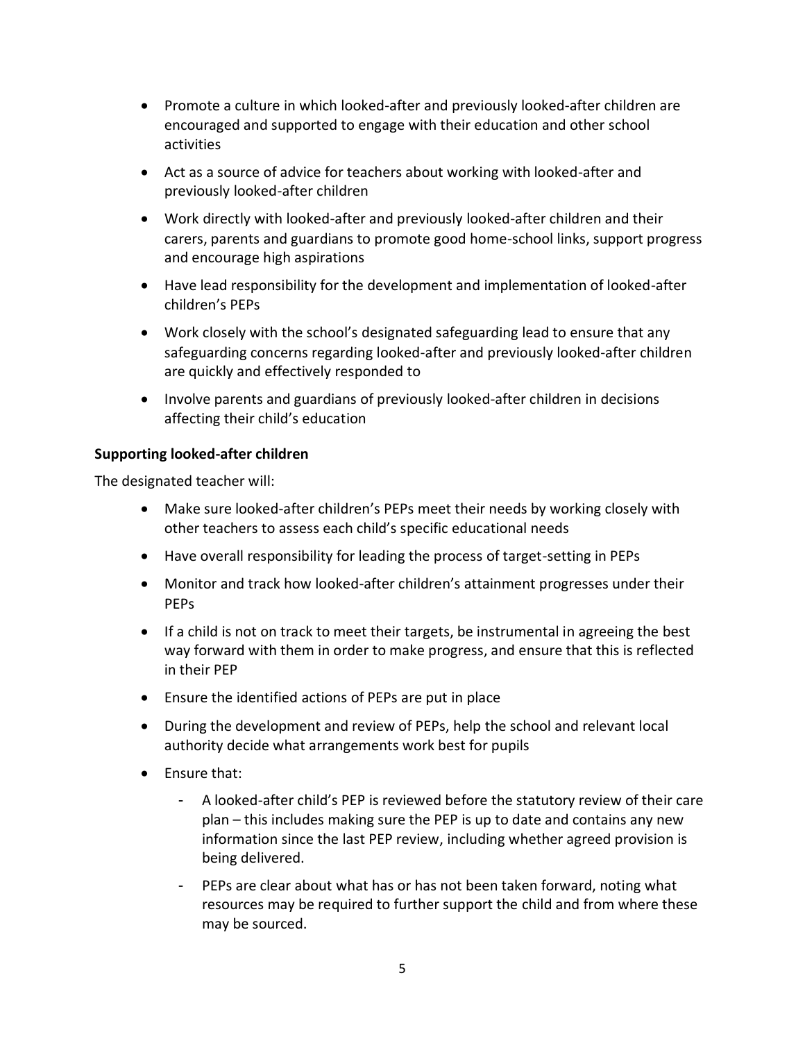- Promote a culture in which looked-after and previously looked-after children are encouraged and supported to engage with their education and other school activities
- Act as a source of advice for teachers about working with looked-after and previously looked-after children
- Work directly with looked-after and previously looked-after children and their carers, parents and guardians to promote good home-school links, support progress and encourage high aspirations
- Have lead responsibility for the development and implementation of looked-after children's PEPs
- Work closely with the school's designated safeguarding lead to ensure that any safeguarding concerns regarding looked-after and previously looked-after children are quickly and effectively responded to
- Involve parents and guardians of previously looked-after children in decisions affecting their child's education

**Supporting looked-after children**

The designated teacher will:

- Make sure looked-after children's PEPs meet their needs by working closely with other teachers to assess each child's specific educational needs
- Have overall responsibility for leading the process of target-setting in PEPs
- Monitor and track how looked-after children's attainment progresses under their PEPs
- If a child is not on track to meet their targets, be instrumental in agreeing the best way forward with them in order to make progress, and ensure that this is reflected in their PEP
- Ensure the identified actions of PEPs are put in place
- During the development and review of PEPs, help the school and relevant local authority decide what arrangements work best for pupils
- Ensure that:
  - A looked-after child's PEP is reviewed before the statutory review of their care plan – this includes making sure the PEP is up to date and contains any new information since the last PEP review, including whether agreed provision is being delivered.
  - PEPs are clear about what has or has not been taken forward, noting what resources may be required to further support the child and from where these may be sourced.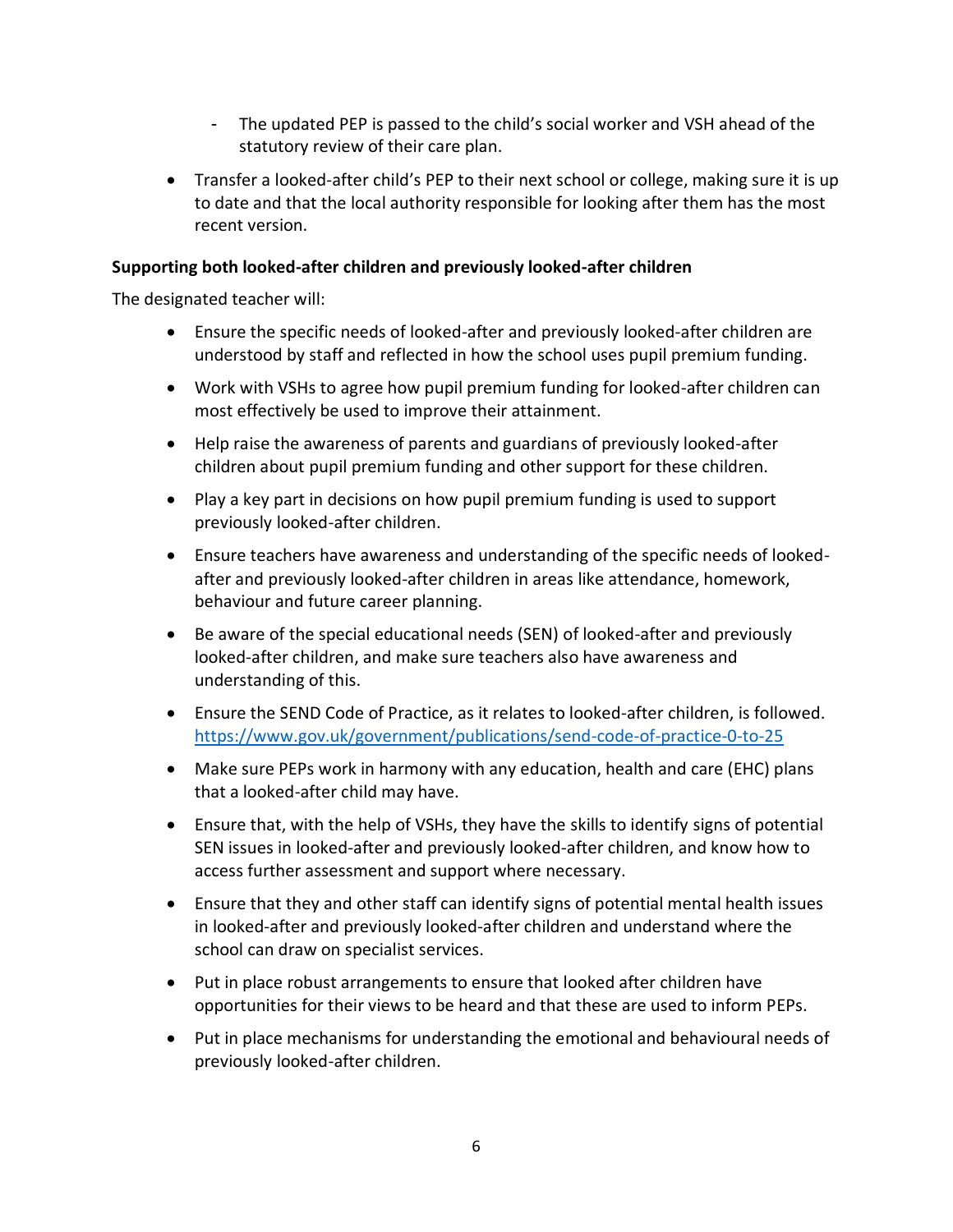- The updated PEP is passed to the child's social worker and VSH ahead of the statutory review of their care plan.

- Transfer a looked-after child's PEP to their next school or college, making sure it is up to date and that the local authority responsible for looking after them has the most recent version.

**Supporting both looked-after children and previously looked-after children**

The designated teacher will:

- Ensure the specific needs of looked-after and previously looked-after children are understood by staff and reflected in how the school uses pupil premium funding.
- Work with VSHs to agree how pupil premium funding for looked-after children can most effectively be used to improve their attainment.
- Help raise the awareness of parents and guardians of previously looked-after children about pupil premium funding and other support for these children.
- Play a key part in decisions on how pupil premium funding is used to support previously looked-after children.
- Ensure teachers have awareness and understanding of the specific needs of looked-after and previously looked-after children in areas like attendance, homework, behaviour and future career planning.
- Be aware of the special educational needs (SEN) of looked-after and previously looked-after children, and make sure teachers also have awareness and understanding of this.
- Ensure the SEND Code of Practice, as it relates to looked-after children, is followed. https://www.gov.uk/government/publications/send-code-of-practice-0-to-25
- Make sure PEPs work in harmony with any education, health and care (EHC) plans that a looked-after child may have.
- Ensure that, with the help of VSHs, they have the skills to identify signs of potential SEN issues in looked-after and previously looked-after children, and know how to access further assessment and support where necessary.
- Ensure that they and other staff can identify signs of potential mental health issues in looked-after and previously looked-after children and understand where the school can draw on specialist services.
- Put in place robust arrangements to ensure that looked after children have opportunities for their views to be heard and that these are used to inform PEPs.
- Put in place mechanisms for understanding the emotional and behavioural needs of previously looked-after children.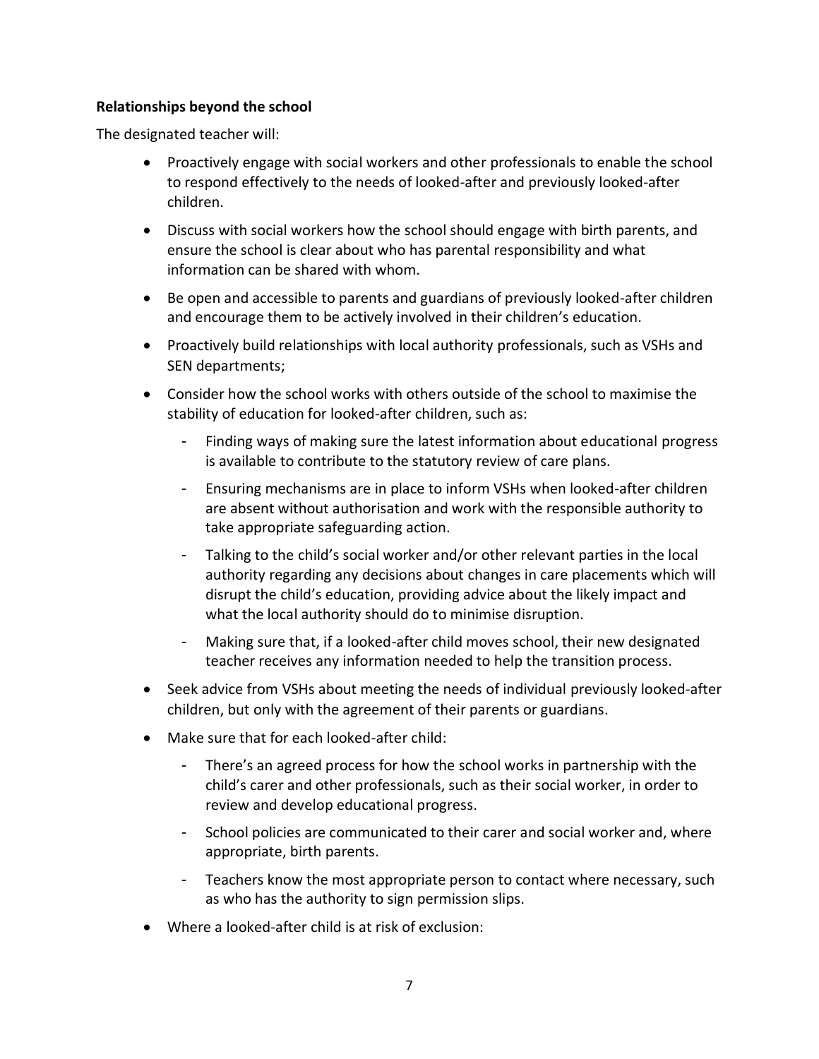**Relationships beyond the school**

The designated teacher will:

- Proactively engage with social workers and other professionals to enable the school to respond effectively to the needs of looked-after and previously looked-after children.
- Discuss with social workers how the school should engage with birth parents, and ensure the school is clear about who has parental responsibility and what information can be shared with whom.
- Be open and accessible to parents and guardians of previously looked-after children and encourage them to be actively involved in their children's education.
- Proactively build relationships with local authority professionals, such as VSHs and SEN departments;
- Consider how the school works with others outside of the school to maximise the stability of education for looked-after children, such as:
    - Finding ways of making sure the latest information about educational progress is available to contribute to the statutory review of care plans.
    - Ensuring mechanisms are in place to inform VSHs when looked-after children are absent without authorisation and work with the responsible authority to take appropriate safeguarding action.
    - Talking to the child's social worker and/or other relevant parties in the local authority regarding any decisions about changes in care placements which will disrupt the child's education, providing advice about the likely impact and what the local authority should do to minimise disruption.
    - Making sure that, if a looked-after child moves school, their new designated teacher receives any information needed to help the transition process.
- Seek advice from VSHs about meeting the needs of individual previously looked-after children, but only with the agreement of their parents or guardians.
- Make sure that for each looked-after child:
    - There's an agreed process for how the school works in partnership with the child's carer and other professionals, such as their social worker, in order to review and develop educational progress.
    - School policies are communicated to their carer and social worker and, where appropriate, birth parents.
    - Teachers know the most appropriate person to contact where necessary, such as who has the authority to sign permission slips.
- Where a looked-after child is at risk of exclusion: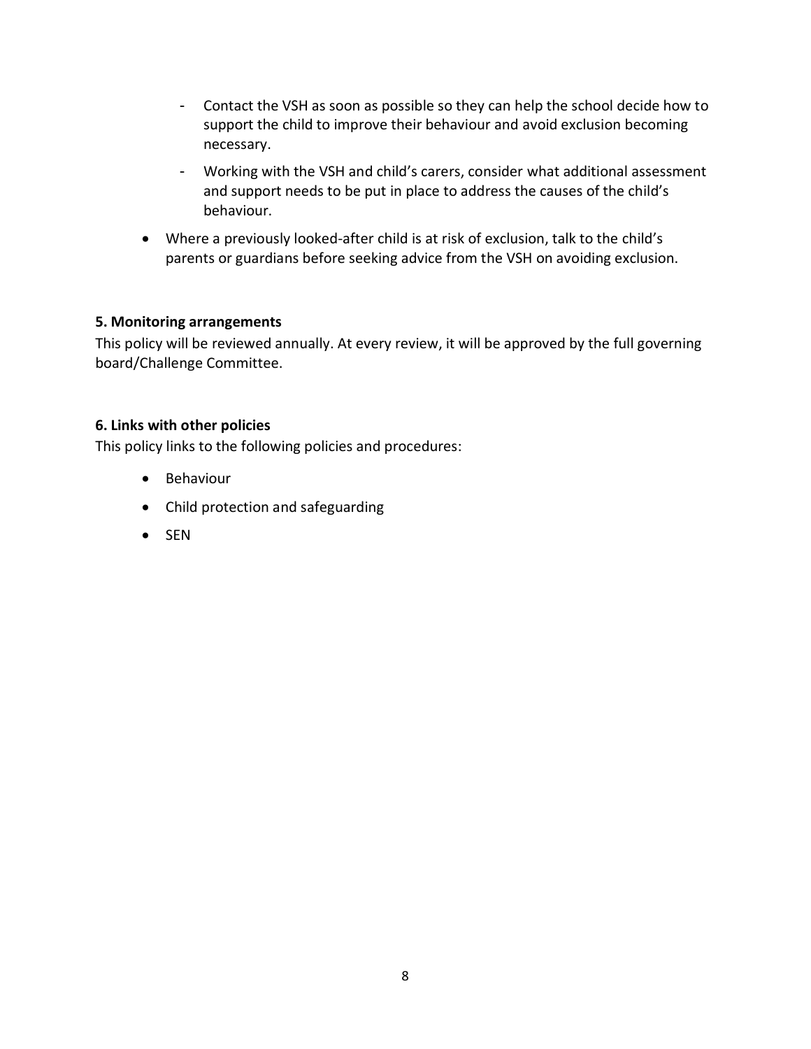- Contact the VSH as soon as possible so they can help the school decide how to support the child to improve their behaviour and avoid exclusion becoming necessary.
  - Working with the VSH and child's carers, consider what additional assessment and support needs to be put in place to address the causes of the child's behaviour.
- Where a previously looked-after child is at risk of exclusion, talk to the child's parents or guardians before seeking advice from the VSH on avoiding exclusion.

**5. Monitoring arrangements**

This policy will be reviewed annually. At every review, it will be approved by the full governing board/Challenge Committee.

**6. Links with other policies**

This policy links to the following policies and procedures:

- Behaviour
- Child protection and safeguarding
- SEN